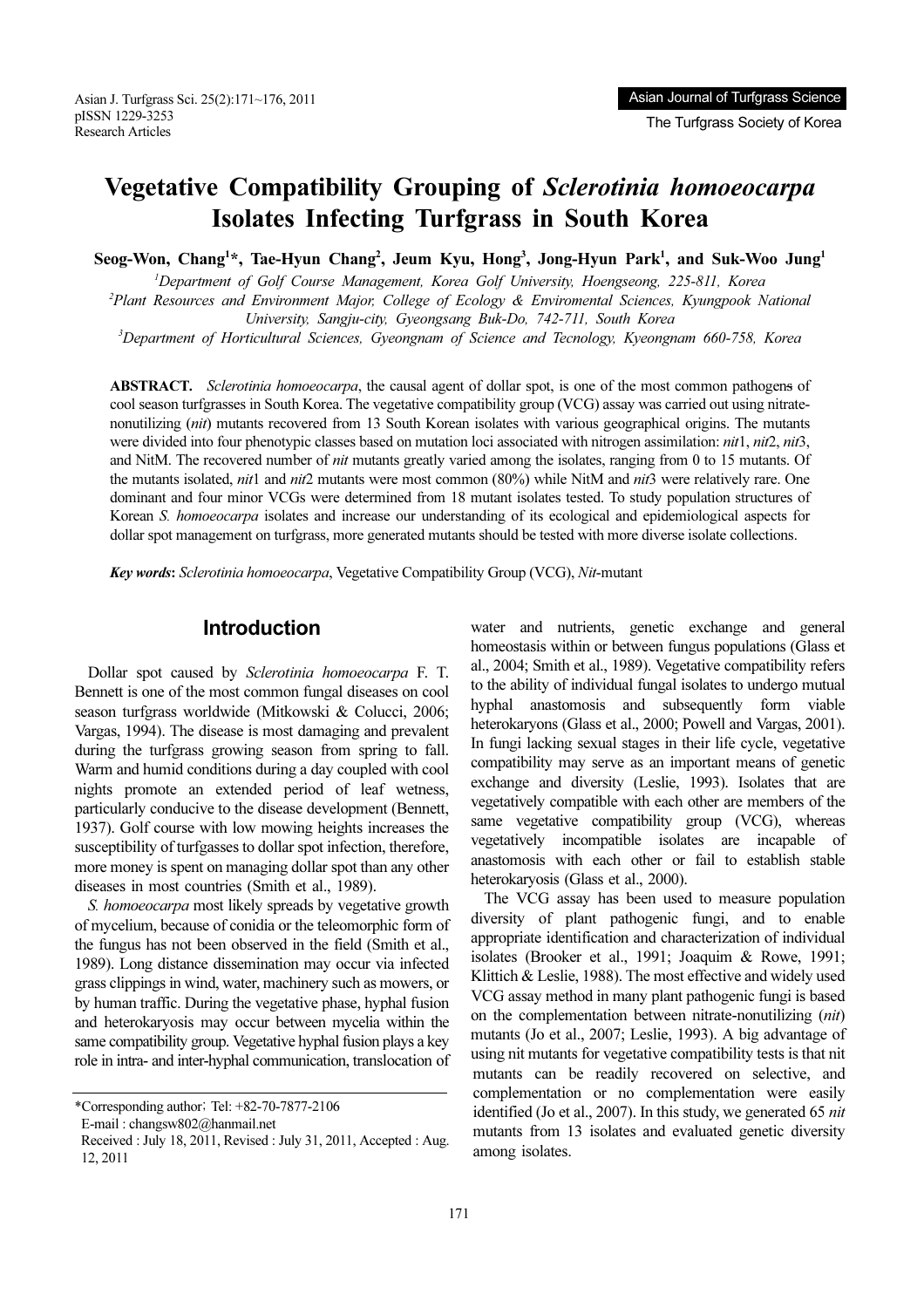# Vegetative Compatibility Grouping of *Sclerotinia homoeocarpa* Isolates Infecting Turfgrass in South Korea

**Seog-Won, Chang[1]*, Tae-Hyun Chang[2], Jeum Kyu, Hong[3], Jong-Hyun Park[1], and Suk-Woo Jung[1]**

[1]*Department of Golf Course Management, Korea Golf University, Hoengseong, 225-811, Korea*

[2]*Plant Resources and Environment Major, College of Ecology & Enviromental Sciences, Kyungpook National University, Sangju-city, Gyeongsang Buk-Do, 742-711, South Korea*

[3]*Department of Horticultural Sciences, Gyeongnam of Science and Tecnology, Kyeongnam 660-758, Korea*

**ABSTRACT.** *Sclerotinia homoeocarpa*, the causal agent of dollar spot, is one of the most common pathogens of cool season turfgrasses in South Korea. The vegetative compatibility group (VCG) assay was carried out using nitrate-nonutilizing (*nit*) mutants recovered from 13 South Korean isolates with various geographical origins. The mutants were divided into four phenotypic classes based on mutation loci associated with nitrogen assimilation: *nit*1, *nit*2, *nit*3, and NitM. The recovered number of *nit* mutants greatly varied among the isolates, ranging from 0 to 15 mutants. Of the mutants isolated, *nit*1 and *nit*2 mutants were most common (80%) while NitM and *nit*3 were relatively rare. One dominant and four minor VCGs were determined from 18 mutant isolates tested. To study population structures of Korean *S. homoeocarpa* isolates and increase our understanding of its ecological and epidemiological aspects for dollar spot management on turfgrass, more generated mutants should be tested with more diverse isolate collections.

***Key words*:** *Sclerotinia homoeocarpa*, Vegetative Compatibility Group (VCG), *Nit*-mutant

## Introduction

Dollar spot caused by *Sclerotinia homoeocarpa* F. T. Bennett is one of the most common fungal diseases on cool season turfgrass worldwide (Mitkowski & Colucci, 2006; Vargas, 1994). The disease is most damaging and prevalent during the turfgrass growing season from spring to fall. Warm and humid conditions during a day coupled with cool nights promote an extended period of leaf wetness, particularly conducive to the disease development (Bennett, 1937). Golf course with low mowing heights increases the susceptibility of turfgasses to dollar spot infection, therefore, more money is spent on managing dollar spot than any other diseases in most countries (Smith et al., 1989).

*S. homoeocarpa* most likely spreads by vegetative growth of mycelium, because of conidia or the teleomorphic form of the fungus has not been observed in the field (Smith et al., 1989). Long distance dissemination may occur via infected grass clippings in wind, water, machinery such as mowers, or by human traffic. During the vegetative phase, hyphal fusion and heterokaryosis may occur between mycelia within the same compatibility group. Vegetative hyphal fusion plays a key role in intra- and inter-hyphal communication, translocation of water and nutrients, genetic exchange and general homeostasis within or between fungus populations (Glass et al., 2004; Smith et al., 1989). Vegetative compatibility refers to the ability of individual fungal isolates to undergo mutual hyphal anastomosis and subsequently form viable heterokaryons (Glass et al., 2000; Powell and Vargas, 2001). In fungi lacking sexual stages in their life cycle, vegetative compatibility may serve as an important means of genetic exchange and diversity (Leslie, 1993). Isolates that are vegetatively compatible with each other are members of the same vegetative compatibility group (VCG), whereas vegetatively incompatible isolates are incapable of anastomosis with each other or fail to establish stable heterokaryosis (Glass et al., 2000).

The VCG assay has been used to measure population diversity of plant pathogenic fungi, and to enable appropriate identification and characterization of individual isolates (Brooker et al., 1991; Joaquim & Rowe, 1991; Klittich & Leslie, 1988). The most effective and widely used VCG assay method in many plant pathogenic fungi is based on the complementation between nitrate-nonutilizing (*nit*) mutants (Jo et al., 2007; Leslie, 1993). A big advantage of using nit mutants for vegetative compatibility tests is that nit mutants can be readily recovered on selective, and complementation or no complementation were easily identified (Jo et al., 2007). In this study, we generated 65 *nit* mutants from 13 isolates and evaluated genetic diversity among isolates.

*Corresponding author; Tel: +82-70-7877-2106
E-mail : changsw802@hanmail.net
Received : July 18, 2011, Revised : July 31, 2011, Accepted : Aug. 12, 2011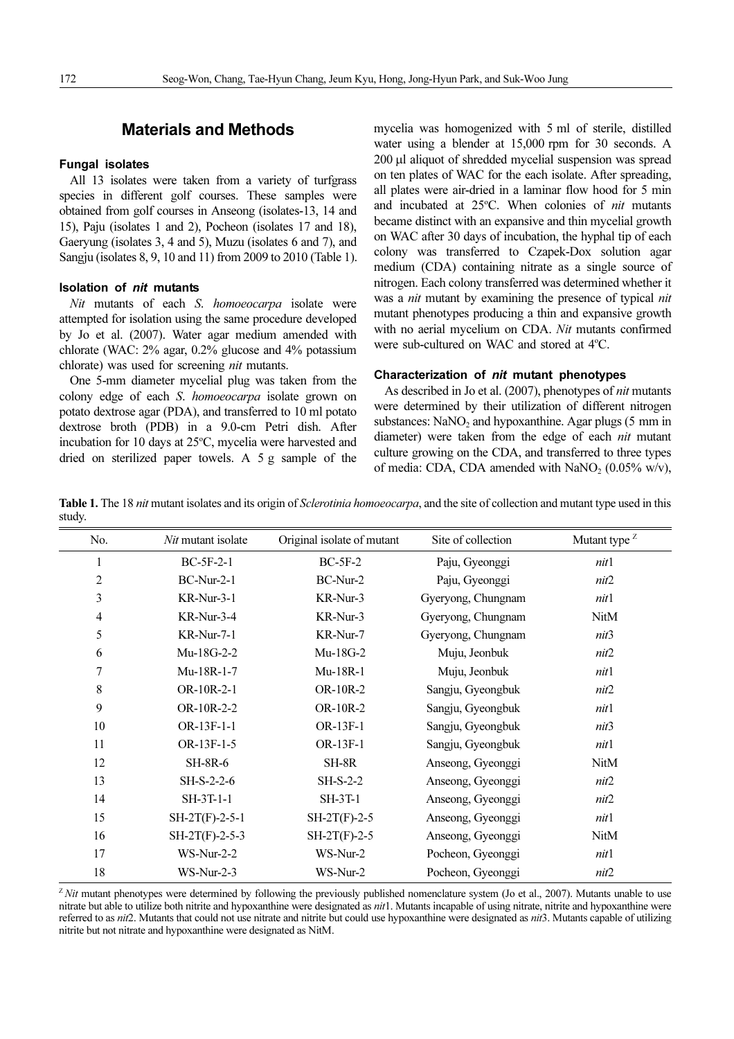## Materials and Methods

### Fungal isolates

All 13 isolates were taken from a variety of turfgrass species in different golf courses. These samples were obtained from golf courses in Anseong (isolates-13, 14 and 15), Paju (isolates 1 and 2), Pocheon (isolates 17 and 18), Gaeryung (isolates 3, 4 and 5), Muzu (isolates 6 and 7), and Sangju (isolates 8, 9, 10 and 11) from 2009 to 2010 (Table 1).

### Isolation of *nit* mutants

*Nit* mutants of each *S. homoeocarpa* isolate were attempted for isolation using the same procedure developed by Jo et al. (2007). Water agar medium amended with chlorate (WAC: 2% agar, 0.2% glucose and 4% potassium chlorate) was used for screening *nit* mutants.

One 5-mm diameter mycelial plug was taken from the colony edge of each *S. homoeocarpa* isolate grown on potato dextrose agar (PDA), and transferred to 10 ml potato dextrose broth (PDB) in a 9.0-cm Petri dish. After incubation for 10 days at 25°C, mycelia were harvested and dried on sterilized paper towels. A 5 g sample of the mycelia was homogenized with 5 ml of sterile, distilled water using a blender at 15,000 rpm for 30 seconds. A 200 μl aliquot of shredded mycelial suspension was spread on ten plates of WAC for the each isolate. After spreading, all plates were air-dried in a laminar flow hood for 5 min and incubated at 25°C. When colonies of *nit* mutants became distinct with an expansive and thin mycelial growth on WAC after 30 days of incubation, the hyphal tip of each colony was transferred to Czapek-Dox solution agar medium (CDA) containing nitrate as a single source of nitrogen. Each colony transferred was determined whether it was a *nit* mutant by examining the presence of typical *nit* mutant phenotypes producing a thin and expansive growth with no aerial mycelium on CDA. *Nit* mutants confirmed were sub-cultured on WAC and stored at 4°C.

### Characterization of *nit* mutant phenotypes

As described in Jo et al. (2007), phenotypes of *nit* mutants were determined by their utilization of different nitrogen substances: $NaNO_2$ and hypoxanthine. Agar plugs (5 mm in diameter) were taken from the edge of each *nit* mutant culture growing on the CDA, and transferred to three types of media: CDA, CDA amended with $NaNO_2$ (0.05% w/v),

**Table 1.** The 18 *nit* mutant isolates and its origin of *Sclerotinia homoeocarpa*, and the site of collection and mutant type used in this study.

| No. | *Nit* mutant isolate | Original isolate of mutant | Site of collection | Mutant type [Z] |
|---|---|---|---|---|
| 1 | BC-5F-2-1 | BC-5F-2 | Paju, Gyeonggi | *nit*1 |
| 2 | BC-Nur-2-1 | BC-Nur-2 | Paju, Gyeonggi | *nit*2 |
| 3 | KR-Nur-3-1 | KR-Nur-3 | Gyeryong, Chungnam | *nit*1 |
| 4 | KR-Nur-3-4 | KR-Nur-3 | Gyeryong, Chungnam | NitM |
| 5 | KR-Nur-7-1 | KR-Nur-7 | Gyeryong, Chungnam | *nit*3 |
| 6 | Mu-18G-2-2 | Mu-18G-2 | Muju, Jeonbuk | *nit*2 |
| 7 | Mu-18R-1-7 | Mu-18R-1 | Muju, Jeonbuk | *nit*1 |
| 8 | OR-10R-2-1 | OR-10R-2 | Sangju, Gyeongbuk | *nit*2 |
| 9 | OR-10R-2-2 | OR-10R-2 | Sangju, Gyeongbuk | *nit*1 |
| 10 | OR-13F-1-1 | OR-13F-1 | Sangju, Gyeongbuk | *nit*3 |
| 11 | OR-13F-1-5 | OR-13F-1 | Sangju, Gyeongbuk | *nit*1 |
| 12 | SH-8R-6 | SH-8R | Anseong, Gyeonggi | NitM |
| 13 | SH-S-2-2-6 | SH-S-2-2 | Anseong, Gyeonggi | *nit*2 |
| 14 | SH-3T-1-1 | SH-3T-1 | Anseong, Gyeonggi | *nit*2 |
| 15 | SH-2T(F)-2-5-1 | SH-2T(F)-2-5 | Anseong, Gyeonggi | *nit*1 |
| 16 | SH-2T(F)-2-5-3 | SH-2T(F)-2-5 | Anseong, Gyeonggi | NitM |
| 17 | WS-Nur-2-2 | WS-Nur-2 | Pocheon, Gyeonggi | *nit*1 |
| 18 | WS-Nur-2-3 | WS-Nur-2 | Pocheon, Gyeonggi | *nit*2 |

[Z] *Nit* mutant phenotypes were determined by following the previously published nomenclature system (Jo et al., 2007). Mutants unable to use nitrate but able to utilize both nitrite and hypoxanthine were designated as *nit*1. Mutants incapable of using nitrate, nitrite and hypoxanthine were referred to as *nit*2. Mutants that could not use nitrate and nitrite but could use hypoxanthine were designated as *nit*3. Mutants capable of utilizing nitrite but not nitrate and hypoxanthine were designated as NitM.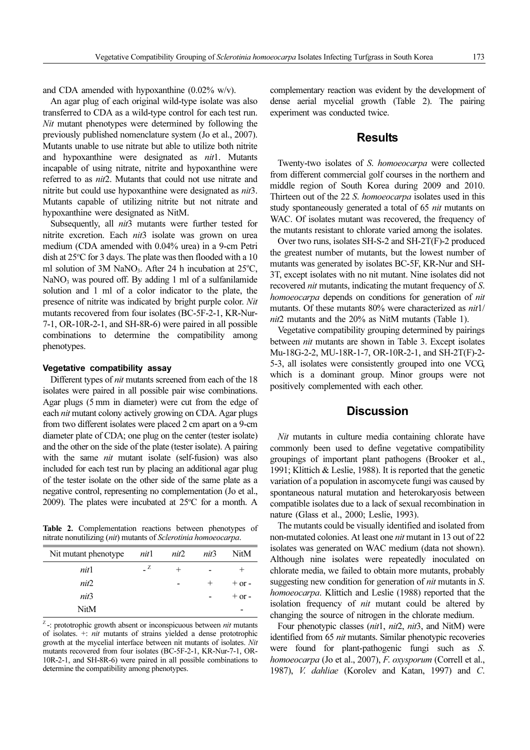and CDA amended with hypoxanthine (0.02% w/v).

An agar plug of each original wild-type isolate was also transferred to CDA as a wild-type control for each test run. *Nit* mutant phenotypes were determined by following the previously published nomenclature system (Jo et al., 2007). Mutants unable to use nitrate but able to utilize both nitrite and hypoxanthine were designated as *nit*1. Mutants incapable of using nitrate, nitrite and hypoxanthine were referred to as *nit*2. Mutants that could not use nitrate and nitrite but could use hypoxanthine were designated as *nit*3. Mutants capable of utilizing nitrite but not nitrate and hypoxanthine were designated as NitM.

Subsequently, all *nit*3 mutants were further tested for nitrite excretion. Each *nit*3 isolate was grown on urea medium (CDA amended with 0.04% urea) in a 9-cm Petri dish at 25°C for 3 days. The plate was then flooded with a 10 ml solution of 3M $NaNO_3$. After 24 h incubation at 25°C, $NaNO_3$ was poured off. By adding 1 ml of a sulfanilamide solution and 1 ml of a color indicator to the plate, the presence of nitrite was indicated by bright purple color. *Nit* mutants recovered from four isolates (BC-5F-2-1, KR-Nur-7-1, OR-10R-2-1, and SH-8R-6) were paired in all possible combinations to determine the compatibility among phenotypes.

### Vegetative compatibility assay

Different types of *nit* mutants screened from each of the 18 isolates were paired in all possible pair wise combinations. Agar plugs (5 mm in diameter) were cut from the edge of each *nit* mutant colony actively growing on CDA. Agar plugs from two different isolates were placed 2 cm apart on a 9-cm diameter plate of CDA; one plug on the center (tester isolate) and the other on the side of the plate (tester isolate). A pairing with the same *nit* mutant isolate (self-fusion) was also included for each test run by placing an additional agar plug of the tester isolate on the other side of the same plate as a negative control, representing no complementation (Jo et al., 2009). The plates were incubated at 25°C for a month. A complementary reaction was evident by the development of dense aerial mycelial growth (Table 2). The pairing experiment was conducted twice.

**Table 2.** Complementation reactions between phenotypes of nitrate nonutilizing (*nit*) mutants of *Sclerotinia homoeocarpa*.

| Nit mutant phenotype | *nit*1 | *nit*2 | *nit*3 | NitM |
|---|---|---|---|---|
| *nit*1 | -[Z] | + | - | + |
| *nit*2 | | - | + | + or - |
| *nit*3 | | | - | + or - |
| NitM | | | | - |

[Z] -: prototrophic growth absent or inconspicuous between *nit* mutants of isolates. +: *nit* mutants of strains yielded a dense prototrophic growth at the mycelial interface between nit mutants of isolates. *Nit* mutants recovered from four isolates (BC-5F-2-1, KR-Nur-7-1, OR-10R-2-1, and SH-8R-6) were paired in all possible combinations to determine the compatibility among phenotypes.

## Results

Twenty-two isolates of *S. homoeocarpa* were collected from different commercial golf courses in the northern and middle region of South Korea during 2009 and 2010. Thirteen out of the 22 *S. homoeocarpa* isolates used in this study spontaneously generated a total of 65 *nit* mutants on WAC. Of isolates mutant was recovered, the frequency of the mutants resistant to chlorate varied among the isolates.

Over two runs, isolates SH-S-2 and SH-2T(F)-2 produced the greatest number of mutants, but the lowest number of mutants was generated by isolates BC-5F, KR-Nur and SH-3T, except isolates with no nit mutant. Nine isolates did not recovered *nit* mutants, indicating the mutant frequency of *S. homoeocarpa* depends on conditions for generation of *nit* mutants. Of these mutants 80% were characterized as *nit*1/*nit*2 mutants and the 20% as NitM mutants (Table 1).

Vegetative compatibility grouping determined by pairings between *nit* mutants are shown in Table 3. Except isolates Mu-18G-2-2, MU-18R-1-7, OR-10R-2-1, and SH-2T(F)-2-5-3, all isolates were consistently grouped into one VCG, which is a dominant group. Minor groups were not positively complemented with each other.

## Discussion

*Nit* mutants in culture media containing chlorate have commonly been used to define vegetative compatibility groupings of important plant pathogens (Brooker et al., 1991; Klittich & Leslie, 1988). It is reported that the genetic variation of a population in ascomycete fungi was caused by spontaneous natural mutation and heterokaryosis between compatible isolates due to a lack of sexual recombination in nature (Glass et al., 2000; Leslie, 1993).

The mutants could be visually identified and isolated from non-mutated colonies. At least one *nit* mutant in 13 out of 22 isolates was generated on WAC medium (data not shown). Although nine isolates were repeatedly inoculated on chlorate media, we failed to obtain more mutants, probably suggesting new condition for generation of *nit* mutants in *S. homoeocarpa*. Klittich and Leslie (1988) reported that the isolation frequency of *nit* mutant could be altered by changing the source of nitrogen in the chlorate medium.

Four phenotypic classes (*nit*1, *nit*2, *nit*3, and NitM) were identified from 65 *nit* mutants. Similar phenotypic recoveries were found for plant-pathogenic fungi such as *S. homoeocarpa* (Jo et al., 2007), *F. oxysporum* (Correll et al., 1987), *V. dahliae* (Korolev and Katan, 1997) and *C.*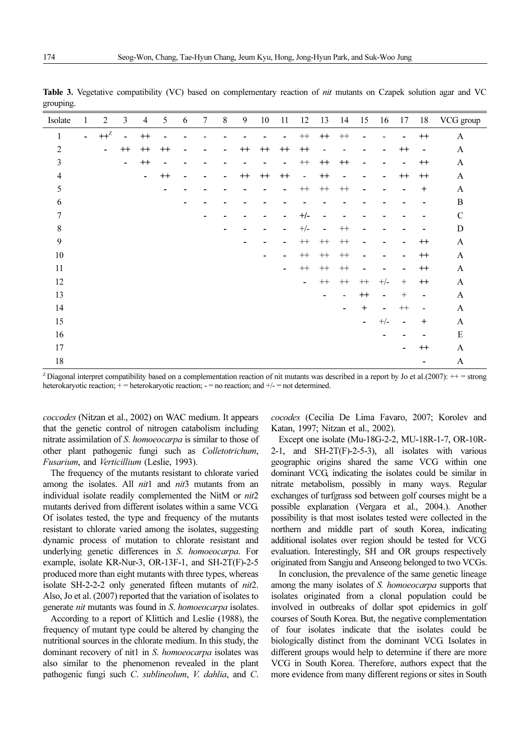**Table 3.** Vegetative compatibility (VC) based on complementary reaction of *nit* mutants on Czapek solution agar and VC grouping.

| Isolate | 1 | 2 | 3 | 4 | 5 | 6 | 7 | 8 | 9 | 10 | 11 | 12 | 13 | 14 | 15 | 16 | 17 | 18 | VCG group |
|---|---|---|---|---|---|---|---|---|---|---|---|---|---|---|---|---|---|---|---|
| 1 | - | ++[Z] | - | ++ | - | - | - | - | - | - | - | ++ | ++ | ++ | - | - | - | ++ | A |
| 2 | | - | ++ | ++ | ++ | - | - | - | ++ | ++ | ++ | ++ | - | - | - | - | ++ | - | A |
| 3 | | | - | ++ | - | - | - | - | - | - | - | ++ | ++ | ++ | - | - | - | ++ | A |
| 4 | | | | - | ++ | - | - | - | ++ | ++ | ++ | - | ++ | - | - | - | ++ | ++ | A |
| 5 | | | | | - | - | - | - | - | - | - | ++ | ++ | ++ | - | - | - | + | A |
| 6 | | | | | | - | - | - | - | - | - | - | - | - | - | - | - | - | B |
| 7 | | | | | | | - | - | - | - | - | +/- | - | - | - | - | - | - | C |
| 8 | | | | | | | | - | - | - | - | +/- | - | ++ | - | - | - | - | D |
| 9 | | | | | | | | | - | - | - | ++ | ++ | ++ | - | - | - | ++ | A |
| 10 | | | | | | | | | | - | - | ++ | ++ | ++ | - | - | - | ++ | A |
| 11 | | | | | | | | | | | - | ++ | ++ | ++ | - | - | - | ++ | A |
| 12 | | | | | | | | | | | | - | ++ | ++ | ++ | +/- | + | ++ | A |
| 13 | | | | | | | | | | | | | - | - | ++ | - | + | - | A |
| 14 | | | | | | | | | | | | | | - | + | - | ++ | - | A |
| 15 | | | | | | | | | | | | | | | - | +/- | - | + | A |
| 16 | | | | | | | | | | | | | | | | - | - | - | E |
| 17 | | | | | | | | | | | | | | | | | - | ++ | A |
| 18 | | | | | | | | | | | | | | | | | | - | A |

[Z] Diagonal interpret compatibility based on a complementation reaction of nit mutants was described in a report by Jo et al.(2007): ++ = strong heterokaryotic reaction; + = heterokaryotic reaction; - = no reaction; and +/- = not determined.

*coccodes* (Nitzan et al., 2002) on WAC medium. It appears that the genetic control of nitrogen catabolism including nitrate assimilation of *S. homoeocarpa* is similar to those of other plant pathogenic fungi such as *Colletotrichum*, *Fusarium*, and *Verticillium* (Leslie, 1993).

The frequency of the mutants resistant to chlorate varied among the isolates. All *nit*1 and *nit*3 mutants from an individual isolate readily complemented the NitM or *nit*2 mutants derived from different isolates within a same VCG. Of isolates tested, the type and frequency of the mutants resistant to chlorate varied among the isolates, suggesting dynamic process of mutation to chlorate resistant and underlying genetic differences in *S. homoeocarpa*. For example, isolate KR-Nur-3, OR-13F-1, and SH-2T(F)-2-5 produced more than eight mutants with three types, whereas isolate SH-2-2-2 only generated fifteen mutants of *nit*2. Also, Jo et al. (2007) reported that the variation of isolates to generate *nit* mutants was found in *S. homoeocarpa* isolates.

According to a report of Klittich and Leslie (1988), the frequency of mutant type could be altered by changing the nutritional sources in the chlorate medium. In this study, the dominant recovery of nit1 in *S. homoeocarpa* isolates was also similar to the phenomenon revealed in the plant pathogenic fungi such *C. sublineolum*, *V. dahlia*, and *C. cocodes* (Cecilia De Lima Favaro, 2007; Korolev and Katan, 1997; Nitzan et al., 2002).

Except one isolate (Mu-18G-2-2, MU-18R-1-7, OR-10R-2-1, and SH-2T(F)-2-5-3), all isolates with various geographic origins shared the same VCG within one dominant VCG, indicating the isolates could be similar in nitrate metabolism, possibly in many ways. Regular exchanges of turfgrass sod between golf courses might be a possible explanation (Vergara et al., 2004.). Another possibility is that most isolates tested were collected in the northern and middle part of south Korea, indicating additional isolates over region should be tested for VCG evaluation. Interestingly, SH and OR groups respectively originated from Sangju and Anseong belonged to two VCGs.

In conclusion, the prevalence of the same genetic lineage among the many isolates of *S. homoeocarpa* supports that isolates originated from a clonal population could be involved in outbreaks of dollar spot epidemics in golf courses of South Korea. But, the negative complementation of four isolates indicate that the isolates could be biologically distinct from the dominant VCG. Isolates in different groups would help to determine if there are more VCG in South Korea. Therefore, authors expect that the more evidence from many different regions or sites in South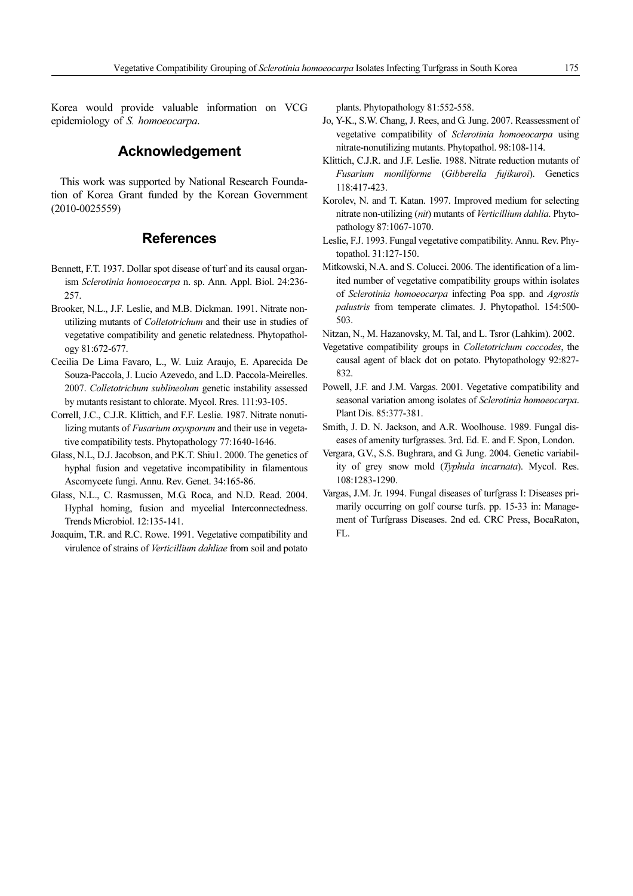Korea would provide valuable information on VCG epidemiology of *S. homoeocarpa*.

## Acknowledgement

This work was supported by National Research Foundation of Korea Grant funded by the Korean Government (2010-0025559)

## References

Bennett, F.T. 1937. Dollar spot disease of turf and its causal organism *Sclerotinia homoeocarpa* n. sp. Ann. Appl. Biol. 24:236-257.

Brooker, N.L., J.F. Leslie, and M.B. Dickman. 1991. Nitrate nonutilizing mutants of *Colletotrichum* and their use in studies of vegetative compatibility and genetic relatedness. Phytopathology 81:672-677.

Cecilia De Lima Favaro, L., W. Luiz Araujo, E. Aparecida De Souza-Paccola, J. Lucio Azevedo, and L.D. Paccola-Meirelles. 2007. *Colletotrichum sublineolum* genetic instability assessed by mutants resistant to chlorate. Mycol. Rres. 111:93-105.

Correll, J.C., C.J.R. Klittich, and F.F. Leslie. 1987. Nitrate nonutilizing mutants of *Fusarium oxysporum* and their use in vegetative compatibility tests. Phytopathology 77:1640-1646.

Glass, N.L, D.J. Jacobson, and P.K.T. Shiu1. 2000. The genetics of hyphal fusion and vegetative incompatibility in filamentous Ascomycete fungi. Annu. Rev. Genet. 34:165-86.

Glass, N.L., C. Rasmussen, M.G. Roca, and N.D. Read. 2004. Hyphal homing, fusion and mycelial Interconnectedness. Trends Microbiol. 12:135-141.

Joaquim, T.R. and R.C. Rowe. 1991. Vegetative compatibility and virulence of strains of *Verticillium dahliae* from soil and potato plants. Phytopathology 81:552-558.

Jo, Y-K., S.W. Chang, J. Rees, and G. Jung. 2007. Reassessment of vegetative compatibility of *Sclerotinia homoeocarpa* using nitrate-nonutilizing mutants. Phytopathol. 98:108-114.

Klittich, C.J.R. and J.F. Leslie. 1988. Nitrate reduction mutants of *Fusarium moniliforme* (*Gibberella fujikuroi*). Genetics 118:417-423.

Korolev, N. and T. Katan. 1997. Improved medium for selecting nitrate non-utilizing (*nit*) mutants of *Verticillium dahlia*. Phytopathology 87:1067-1070.

Leslie, F.J. 1993. Fungal vegetative compatibility. Annu. Rev. Phytopathol. 31:127-150.

Mitkowski, N.A. and S. Colucci. 2006. The identification of a limited number of vegetative compatibility groups within isolates of *Sclerotinia homoeocarpa* infecting Poa spp. and *Agrostis palustris* from temperate climates. J. Phytopathol. 154:500-503.

Nitzan, N., M. Hazanovsky, M. Tal, and L. Tsror (Lahkim). 2002.

Vegetative compatibility groups in *Colletotrichum coccodes*, the causal agent of black dot on potato. Phytopathology 92:827-832.

Powell, J.F. and J.M. Vargas. 2001. Vegetative compatibility and seasonal variation among isolates of *Sclerotinia homoeocarpa*. Plant Dis. 85:377-381.

Smith, J. D. N. Jackson, and A.R. Woolhouse. 1989. Fungal diseases of amenity turfgrasses. 3rd. Ed. E. and F. Spon, London.

Vergara, G.V., S.S. Bughrara, and G. Jung. 2004. Genetic variability of grey snow mold (*Typhula incarnata*). Mycol. Res. 108:1283-1290.

Vargas, J.M. Jr. 1994. Fungal diseases of turfgrass I: Diseases primarily occurring on golf course turfs. pp. 15-33 in: Management of Turfgrass Diseases. 2nd ed. CRC Press, BocaRaton, FL.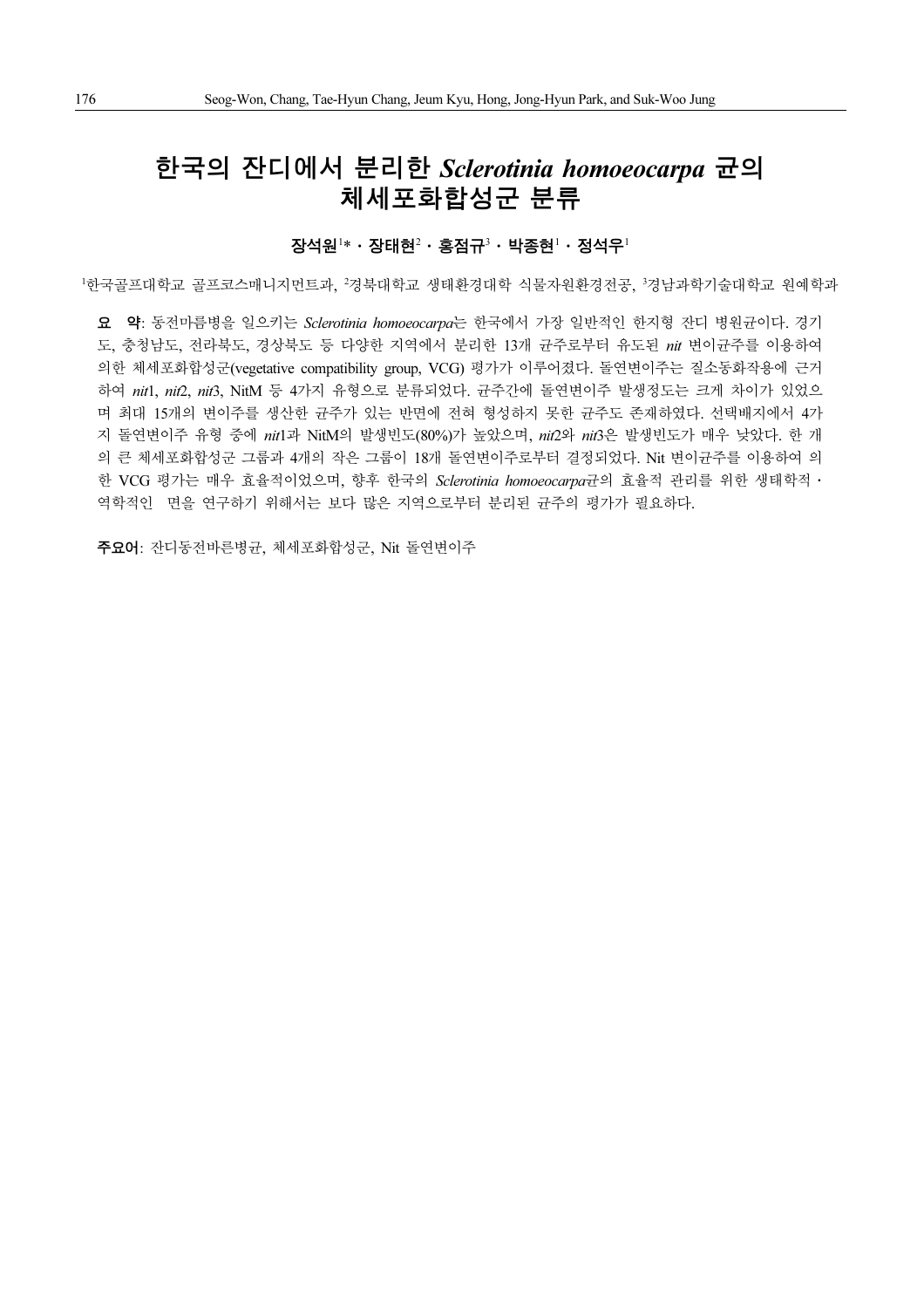# 한국의 잔디에서 분리한 *Sclerotinia homoeocarpa* 균의 체세포화합성군 분류

**장석원[1]\*・장태현[2]・홍점규[3]・박종현[1]・정석우[1]**

[1]한국골프대학교 골프코스매니지먼트과, [2]경북대학교 생태환경대학 식물자원환경전공, [3]경남과학기술대학교 원예학과

**요 약**: 동전마름병을 일으키는 *Sclerotinia homoeocarpa*는 한국에서 가장 일반적인 한지형 잔디 병원균이다. 경기도, 충청남도, 전라북도, 경상북도 등 다양한 지역에서 분리한 13개 균주로부터 유도된 *nit* 변이균주를 이용하여 의한 체세포화합성군(vegetative compatibility group, VCG) 평가가 이루어졌다. 돌연변이주는 질소동화작용에 근거하여 *nit*1, *nit*2, *nit*3, NitM 등 4가지 유형으로 분류되었다. 균주간에 돌연변이주 발생정도는 크게 차이가 있었으며 최대 15개의 변이주를 생산한 균주가 있는 반면에 전혀 형성하지 못한 균주도 존재하였다. 선택배지에서 4가지 돌연변이주 유형 중에 *nit*1과 NitM의 발생빈도(80%)가 높았으며, *nit*2와 *nit*3은 발생빈도가 매우 낮았다. 한 개의 큰 체세포화합성군 그룹과 4개의 작은 그룹이 18개 돌연변이주로부터 결정되었다. Nit 변이균주를 이용하여 의한 VCG 평가는 매우 효율적이었으며, 향후 한국의 *Sclerotinia homoeocarpa*균의 효율적 관리를 위한 생태학적・역학적인 면을 연구하기 위해서는 보다 많은 지역으로부터 분리된 균주의 평가가 필요하다.

**주요어**: 잔디동전바른병균, 체세포화합성군, Nit 돌연변이주